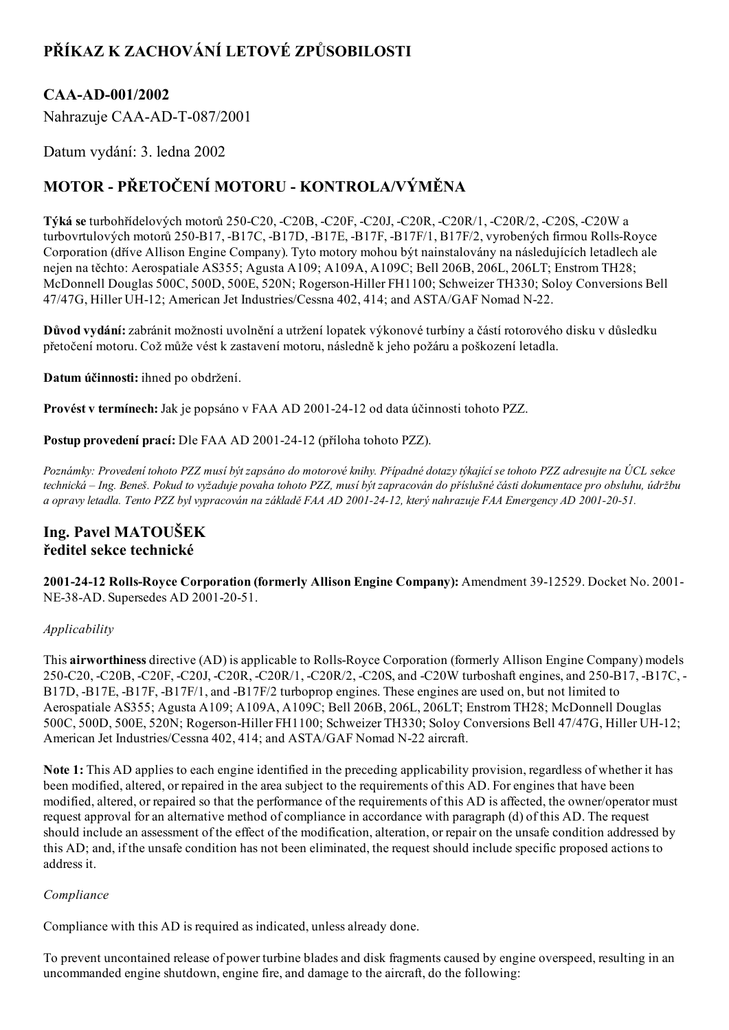# PŘÍKAZ K ZACHOVÁNÍ LETOVÉ ZPŮSOBILOSTI

## CAA-AD-001/2002

Nahrazuje CAA-AD-T-087/2001

Datum vydání: 3. ledna 2002

## MOTOR - PŘETOČENÍ MOTORU - KONTROLA/VÝMĚNA

**Týká se** turbohřídelových motorů 250-C20, -C20B, -C20F, -C20J, -C20R, -C20R/1, -C20R/2, -C20S, -C20W a turbovrtulových motorů 250-B17, -B17C, -B17D, -B17E, -B17F, -B17F/1, B17F/2, vyrobených firmou Rolls-Royce Corporation (dříve Allison Engine Company). Tyto motory mohou být nainstalovány na následujících letadlech ale nejen na těchto: Aerospatiale AS355; Agusta A109; A109A, A109C; Bell 206B, 206L, 206LT; Enstrom TH28; McDonnell Douglas 500C, 500D, 500E, 520N; Rogerson-Hiller FH1100; Schweizer TH330; Soloy Conversions Bell 47/47G, Hiller UH-12; American Jet Industries/Cessna 402, 414; and ASTA/GAF Nomad N-22.

**Důvod vydání:** zabránit možnosti uvolnění a utržení lopatek výkonové turbíny a částí rotorového disku v důsledku přetočení motoru. Což může vést k zastavení motoru, následně k jeho požáru a poškození letadla.

**Datum účinnosti:** ihned po obdržení.

**Provést v termínech:** Jak je popsáno v FAA AD 2001-24-12 od data účinnosti tohoto PZZ.

**Postup provedení prací:** Dle FAA AD 2001-24-12 (příloha tohoto PZZ).

*Poznámky: Provedení tohoto PZZ musí být zapsáno do motorové knihy. Případné dotazy týkající se tohoto PZZ adresujte na ÚCL sekce technická – Ing. Beneš. Pokud to vyžaduje povaha tohoto PZZ, musí být zapracován do příslušné části dokumentace pro obsluhu, údržbu a opravy letadla. Tento PZZ byl vypracován na základě FAA AD 2001-24-12, který nahrazuje FAA Emergency AD 2001-20-51.*

### Ing. Pavel MATOUŠEK
### ředitel sekce technické

**2001-24-12 Rolls-Royce Corporation (formerly Allison Engine Company):** Amendment 39-12529. Docket No. 2001-NE-38-AD. Supersedes AD 2001-20-51.

*Applicability*

This **airworthiness** directive (AD) is applicable to Rolls-Royce Corporation (formerly Allison Engine Company) models 250-C20, -C20B, -C20F, -C20J, -C20R, -C20R/1, -C20R/2, -C20S, and -C20W turboshaft engines, and 250-B17, -B17C, -B17D, -B17E, -B17F, -B17F/1, and -B17F/2 turboprop engines. These engines are used on, but not limited to Aerospatiale AS355; Agusta A109; A109A, A109C; Bell 206B, 206L, 206LT; Enstrom TH28; McDonnell Douglas 500C, 500D, 500E, 520N; Rogerson-Hiller FH1100; Schweizer TH330; Soloy Conversions Bell 47/47G, Hiller UH-12; American Jet Industries/Cessna 402, 414; and ASTA/GAF Nomad N-22 aircraft.

**Note 1:** This AD applies to each engine identified in the preceding applicability provision, regardless of whether it has been modified, altered, or repaired in the area subject to the requirements of this AD. For engines that have been modified, altered, or repaired so that the performance of the requirements of this AD is affected, the owner/operator must request approval for an alternative method of compliance in accordance with paragraph (d) of this AD. The request should include an assessment of the effect of the modification, alteration, or repair on the unsafe condition addressed by this AD; and, if the unsafe condition has not been eliminated, the request should include specific proposed actions to address it.

*Compliance*

Compliance with this AD is required as indicated, unless already done.

To prevent uncontained release of power turbine blades and disk fragments caused by engine overspeed, resulting in an uncommanded engine shutdown, engine fire, and damage to the aircraft, do the following: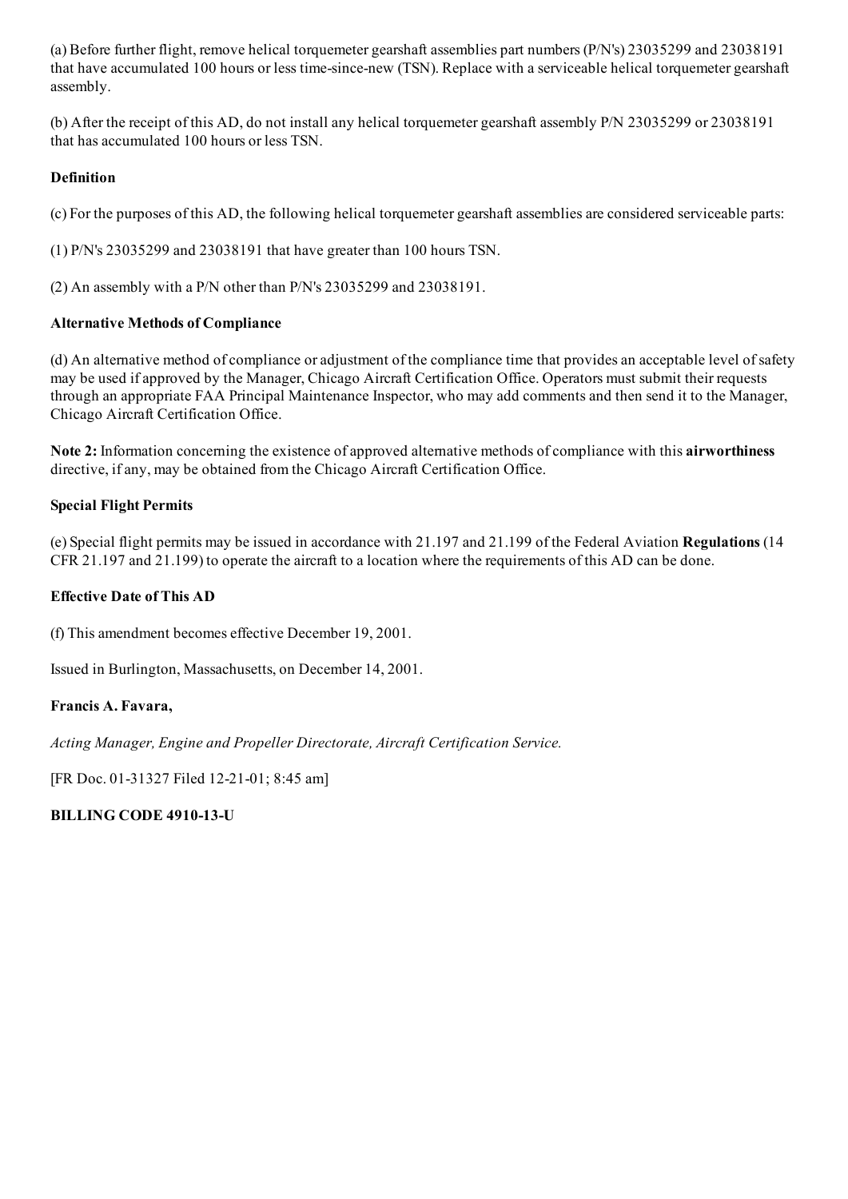(a) Before further flight, remove helical torquemeter gearshaft assemblies part numbers (P/N's) 23035299 and 23038191 that have accumulated 100 hours or less time-since-new (TSN). Replace with a serviceable helical torquemeter gearshaft assembly.

(b) After the receipt of this AD, do not install any helical torquemeter gearshaft assembly P/N 23035299 or 23038191 that has accumulated 100 hours or less TSN.

**Definition**

(c) For the purposes of this AD, the following helical torquemeter gearshaft assemblies are considered serviceable parts:

(1) P/N's 23035299 and 23038191 that have greater than 100 hours TSN.

(2) An assembly with a P/N other than P/N's 23035299 and 23038191.

**Alternative Methods of Compliance**

(d) An alternative method of compliance or adjustment of the compliance time that provides an acceptable level of safety may be used if approved by the Manager, Chicago Aircraft Certification Office. Operators must submit their requests through an appropriate FAA Principal Maintenance Inspector, who may add comments and then send it to the Manager, Chicago Aircraft Certification Office.

**Note 2:** Information concerning the existence of approved alternative methods of compliance with this **airworthiness** directive, if any, may be obtained from the Chicago Aircraft Certification Office.

**Special Flight Permits**

(e) Special flight permits may be issued in accordance with 21.197 and 21.199 of the Federal Aviation **Regulations** (14 CFR 21.197 and 21.199) to operate the aircraft to a location where the requirements of this AD can be done.

**Effective Date of This AD**

(f) This amendment becomes effective December 19, 2001.

Issued in Burlington, Massachusetts, on December 14, 2001.

**Francis A. Favara,**

*Acting Manager, Engine and Propeller Directorate, Aircraft Certification Service.*

[FR Doc. 01-31327 Filed 12-21-01; 8:45 am]

**BILLING CODE 4910-13-U**